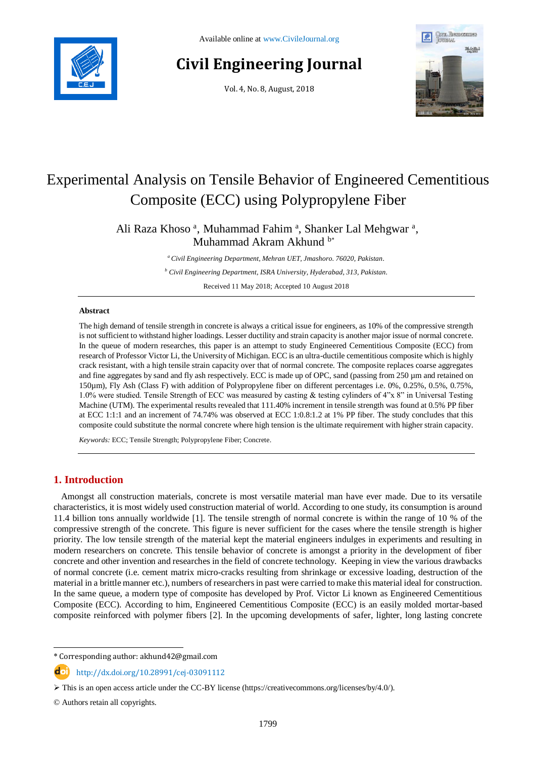Available online at www.CivileJournal.org

# Civil Engineering Journal

Vol. 4, No. 8, August, 2018

# Experimental Analysis on Tensile Behavior of Engineered Cementitious Composite (ECC) using Polypropylene Fiber

Ali Raza Khoso [a], Muhammad Fahim [a], Shanker Lal Mehgwar [a], Muhammad Akram Akhund [b*]

[a] *Civil Engineering Department, Mehran UET, Jmashoro. 76020, Pakistan.*

[b] *Civil Engineering Department, ISRA University, Hyderabad, 313, Pakistan.*

Received 11 May 2018; Accepted 10 August 2018

---

## Abstract

The high demand of tensile strength in concrete is always a critical issue for engineers, as 10% of the compressive strength is not sufficient to withstand higher loadings. Lesser ductility and strain capacity is another major issue of normal concrete. In the queue of modern researches, this paper is an attempt to study Engineered Cementitious Composite (ECC) from research of Professor Victor Li, the University of Michigan. ECC is an ultra-ductile cementitious composite which is highly crack resistant, with a high tensile strain capacity over that of normal concrete. The composite replaces coarse aggregates and fine aggregates by sand and fly ash respectively. ECC is made up of OPC, sand (passing from 250 µm and retained on 150µm), Fly Ash (Class F) with addition of Polypropylene fiber on different percentages i.e. 0%, 0.25%, 0.5%, 0.75%, 1.0% were studied. Tensile Strength of ECC was measured by casting & testing cylinders of 4"x 8" in Universal Testing Machine (UTM). The experimental results revealed that 111.40% increment in tensile strength was found at 0.5% PP fiber at ECC 1:1:1 and an increment of 74.74% was observed at ECC 1:0.8:1.2 at 1% PP fiber. The study concludes that this composite could substitute the normal concrete where high tension is the ultimate requirement with higher strain capacity.

*Keywords:* ECC; Tensile Strength; Polypropylene Fiber; Concrete.

---

## 1. Introduction

Amongst all construction materials, concrete is most versatile material man have ever made. Due to its versatile characteristics, it is most widely used construction material of world. According to one study, its consumption is around 11.4 billion tons annually worldwide [1]. The tensile strength of normal concrete is within the range of 10 % of the compressive strength of the concrete. This figure is never sufficient for the cases where the tensile strength is higher priority. The low tensile strength of the material kept the material engineers indulges in experiments and resulting in modern researchers on concrete. This tensile behavior of concrete is amongst a priority in the development of fiber concrete and other invention and researches in the field of concrete technology. Keeping in view the various drawbacks of normal concrete (i.e. cement matrix micro-cracks resulting from shrinkage or excessive loading, destruction of the material in a brittle manner etc.), numbers of researchers in past were carried to make this material ideal for construction. In the same queue, a modern type of composite has developed by Prof. Victor Li known as Engineered Cementitious Composite (ECC). According to him, Engineered Cementitious Composite (ECC) is an easily molded mortar-based composite reinforced with polymer fibers [2]. In the upcoming developments of safer, lighter, long lasting concrete

---

\* Corresponding author: akhund42@gmail.com

http://dx.doi.org/10.28991/cej-03091112

➢ This is an open access article under the CC-BY license (https://creativecommons.org/licenses/by/4.0/).

© Authors retain all copyrights.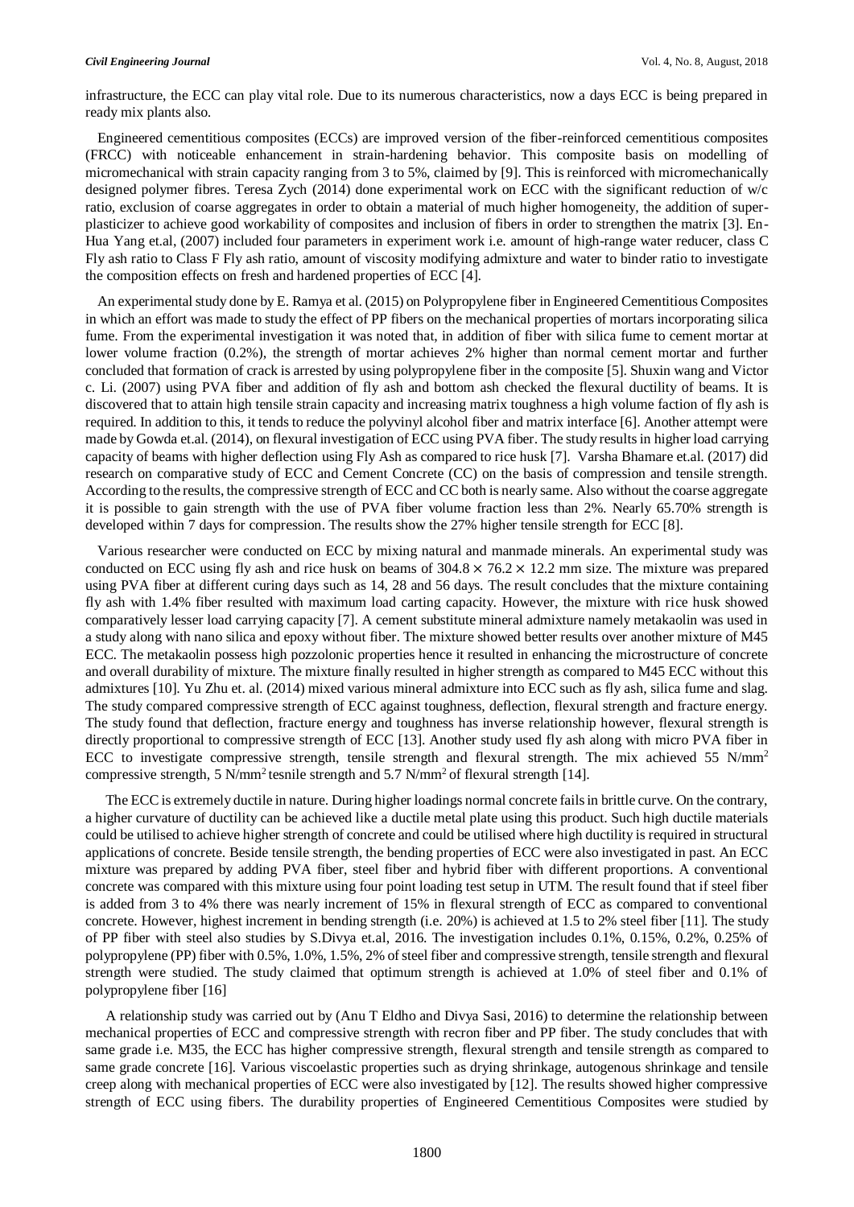infrastructure, the ECC can play vital role. Due to its numerous characteristics, now a days ECC is being prepared in ready mix plants also.

Engineered cementitious composites (ECCs) are improved version of the fiber-reinforced cementitious composites (FRCC) with noticeable enhancement in strain-hardening behavior. This composite basis on modelling of micromechanical with strain capacity ranging from 3 to 5%, claimed by [9]. This is reinforced with micromechanically designed polymer fibres. Teresa Zych (2014) done experimental work on ECC with the significant reduction of w/c ratio, exclusion of coarse aggregates in order to obtain a material of much higher homogeneity, the addition of super-plasticizer to achieve good workability of composites and inclusion of fibers in order to strengthen the matrix [3]. En-Hua Yang et.al, (2007) included four parameters in experiment work i.e. amount of high-range water reducer, class C Fly ash ratio to Class F Fly ash ratio, amount of viscosity modifying admixture and water to binder ratio to investigate the composition effects on fresh and hardened properties of ECC [4].

An experimental study done by E. Ramya et al. (2015) on Polypropylene fiber in Engineered Cementitious Composites in which an effort was made to study the effect of PP fibers on the mechanical properties of mortars incorporating silica fume. From the experimental investigation it was noted that, in addition of fiber with silica fume to cement mortar at lower volume fraction (0.2%), the strength of mortar achieves 2% higher than normal cement mortar and further concluded that formation of crack is arrested by using polypropylene fiber in the composite [5]. Shuxin wang and Victor c. Li. (2007) using PVA fiber and addition of fly ash and bottom ash checked the flexural ductility of beams. It is discovered that to attain high tensile strain capacity and increasing matrix toughness a high volume faction of fly ash is required. In addition to this, it tends to reduce the polyvinyl alcohol fiber and matrix interface [6]. Another attempt were made by Gowda et.al. (2014), on flexural investigation of ECC using PVA fiber. The study results in higher load carrying capacity of beams with higher deflection using Fly Ash as compared to rice husk [7]. Varsha Bhamare et.al. (2017) did research on comparative study of ECC and Cement Concrete (CC) on the basis of compression and tensile strength. According to the results, the compressive strength of ECC and CC both is nearly same. Also without the coarse aggregate it is possible to gain strength with the use of PVA fiber volume fraction less than 2%. Nearly 65.70% strength is developed within 7 days for compression. The results show the 27% higher tensile strength for ECC [8].

Various researcher were conducted on ECC by mixing natural and manmade minerals. An experimental study was conducted on ECC using fly ash and rice husk on beams of $304.8 \times 76.2 \times 12.2$ mm size. The mixture was prepared using PVA fiber at different curing days such as 14, 28 and 56 days. The result concludes that the mixture containing fly ash with 1.4% fiber resulted with maximum load carting capacity. However, the mixture with rice husk showed comparatively lesser load carrying capacity [7]. A cement substitute mineral admixture namely metakaolin was used in a study along with nano silica and epoxy without fiber. The mixture showed better results over another mixture of M45 ECC. The metakaolin possess high pozzolonic properties hence it resulted in enhancing the microstructure of concrete and overall durability of mixture. The mixture finally resulted in higher strength as compared to M45 ECC without this admixtures [10]. Yu Zhu et. al. (2014) mixed various mineral admixture into ECC such as fly ash, silica fume and slag. The study compared compressive strength of ECC against toughness, deflection, flexural strength and fracture energy. The study found that deflection, fracture energy and toughness has inverse relationship however, flexural strength is directly proportional to compressive strength of ECC [13]. Another study used fly ash along with micro PVA fiber in ECC to investigate compressive strength, tensile strength and flexural strength. The mix achieved 55 N/mm$^2$ compressive strength, 5 N/mm$^2$ tesnile strength and 5.7 N/mm$^2$ of flexural strength [14].

The ECC is extremely ductile in nature. During higher loadings normal concrete fails in brittle curve. On the contrary, a higher curvature of ductility can be achieved like a ductile metal plate using this product. Such high ductile materials could be utilised to achieve higher strength of concrete and could be utilised where high ductility is required in structural applications of concrete. Beside tensile strength, the bending properties of ECC were also investigated in past. An ECC mixture was prepared by adding PVA fiber, steel fiber and hybrid fiber with different proportions. A conventional concrete was compared with this mixture using four point loading test setup in UTM. The result found that if steel fiber is added from 3 to 4% there was nearly increment of 15% in flexural strength of ECC as compared to conventional concrete. However, highest increment in bending strength (i.e. 20%) is achieved at 1.5 to 2% steel fiber [11]. The study of PP fiber with steel also studies by S.Divya et.al, 2016. The investigation includes 0.1%, 0.15%, 0.2%, 0.25% of polypropylene (PP) fiber with 0.5%, 1.0%, 1.5%, 2% of steel fiber and compressive strength, tensile strength and flexural strength were studied. The study claimed that optimum strength is achieved at 1.0% of steel fiber and 0.1% of polypropylene fiber [16]

A relationship study was carried out by (Anu T Eldho and Divya Sasi, 2016) to determine the relationship between mechanical properties of ECC and compressive strength with recron fiber and PP fiber. The study concludes that with same grade i.e. M35, the ECC has higher compressive strength, flexural strength and tensile strength as compared to same grade concrete [16]. Various viscoelastic properties such as drying shrinkage, autogenous shrinkage and tensile creep along with mechanical properties of ECC were also investigated by [12]. The results showed higher compressive strength of ECC using fibers. The durability properties of Engineered Cementitious Composites were studied by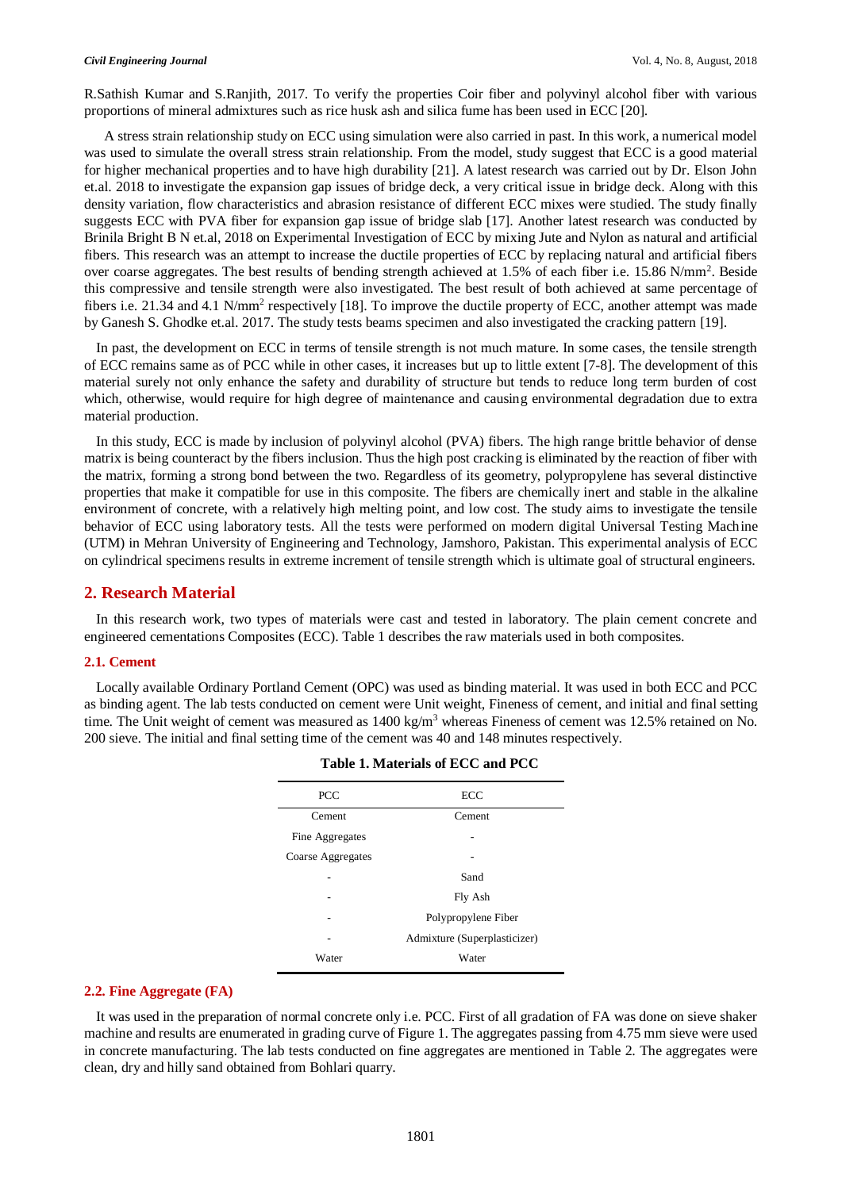R.Sathish Kumar and S.Ranjith, 2017. To verify the properties Coir fiber and polyvinyl alcohol fiber with various proportions of mineral admixtures such as rice husk ash and silica fume has been used in ECC [20].

A stress strain relationship study on ECC using simulation were also carried in past. In this work, a numerical model was used to simulate the overall stress strain relationship. From the model, study suggest that ECC is a good material for higher mechanical properties and to have high durability [21]. A latest research was carried out by Dr. Elson John et.al. 2018 to investigate the expansion gap issues of bridge deck, a very critical issue in bridge deck. Along with this density variation, flow characteristics and abrasion resistance of different ECC mixes were studied. The study finally suggests ECC with PVA fiber for expansion gap issue of bridge slab [17]. Another latest research was conducted by Brinila Bright B N et.al, 2018 on Experimental Investigation of ECC by mixing Jute and Nylon as natural and artificial fibers. This research was an attempt to increase the ductile properties of ECC by replacing natural and artificial fibers over coarse aggregates. The best results of bending strength achieved at 1.5% of each fiber i.e. 15.86 N/mm$^2$. Beside this compressive and tensile strength were also investigated. The best result of both achieved at same percentage of fibers i.e. 21.34 and 4.1 N/mm$^2$ respectively [18]. To improve the ductile property of ECC, another attempt was made by Ganesh S. Ghodke et.al. 2017. The study tests beams specimen and also investigated the cracking pattern [19].

In past, the development on ECC in terms of tensile strength is not much mature. In some cases, the tensile strength of ECC remains same as of PCC while in other cases, it increases but up to little extent [7-8]. The development of this material surely not only enhance the safety and durability of structure but tends to reduce long term burden of cost which, otherwise, would require for high degree of maintenance and causing environmental degradation due to extra material production.

In this study, ECC is made by inclusion of polyvinyl alcohol (PVA) fibers. The high range brittle behavior of dense matrix is being counteract by the fibers inclusion. Thus the high post cracking is eliminated by the reaction of fiber with the matrix, forming a strong bond between the two. Regardless of its geometry, polypropylene has several distinctive properties that make it compatible for use in this composite. The fibers are chemically inert and stable in the alkaline environment of concrete, with a relatively high melting point, and low cost. The study aims to investigate the tensile behavior of ECC using laboratory tests. All the tests were performed on modern digital Universal Testing Machine (UTM) in Mehran University of Engineering and Technology, Jamshoro, Pakistan. This experimental analysis of ECC on cylindrical specimens results in extreme increment of tensile strength which is ultimate goal of structural engineers.

## 2. Research Material

In this research work, two types of materials were cast and tested in laboratory. The plain cement concrete and engineered cementations Composites (ECC). Table 1 describes the raw materials used in both composites.

### 2.1. Cement

Locally available Ordinary Portland Cement (OPC) was used as binding material. It was used in both ECC and PCC as binding agent. The lab tests conducted on cement were Unit weight, Fineness of cement, and initial and final setting time. The Unit weight of cement was measured as 1400 kg/m$^3$ whereas Fineness of cement was 12.5% retained on No. 200 sieve. The initial and final setting time of the cement was 40 and 148 minutes respectively.

**Table 1. Materials of ECC and PCC**

| PCC | ECC |
|---|---|
| Cement | Cement |
| Fine Aggregates | - |
| Coarse Aggregates | - |
| - | Sand |
| - | Fly Ash |
| - | Polypropylene Fiber |
| - | Admixture (Superplasticizer) |
| Water | Water |

### 2.2. Fine Aggregate (FA)

It was used in the preparation of normal concrete only i.e. PCC. First of all gradation of FA was done on sieve shaker machine and results are enumerated in grading curve of Figure 1. The aggregates passing from 4.75 mm sieve were used in concrete manufacturing. The lab tests conducted on fine aggregates are mentioned in Table 2. The aggregates were clean, dry and hilly sand obtained from Bohlari quarry.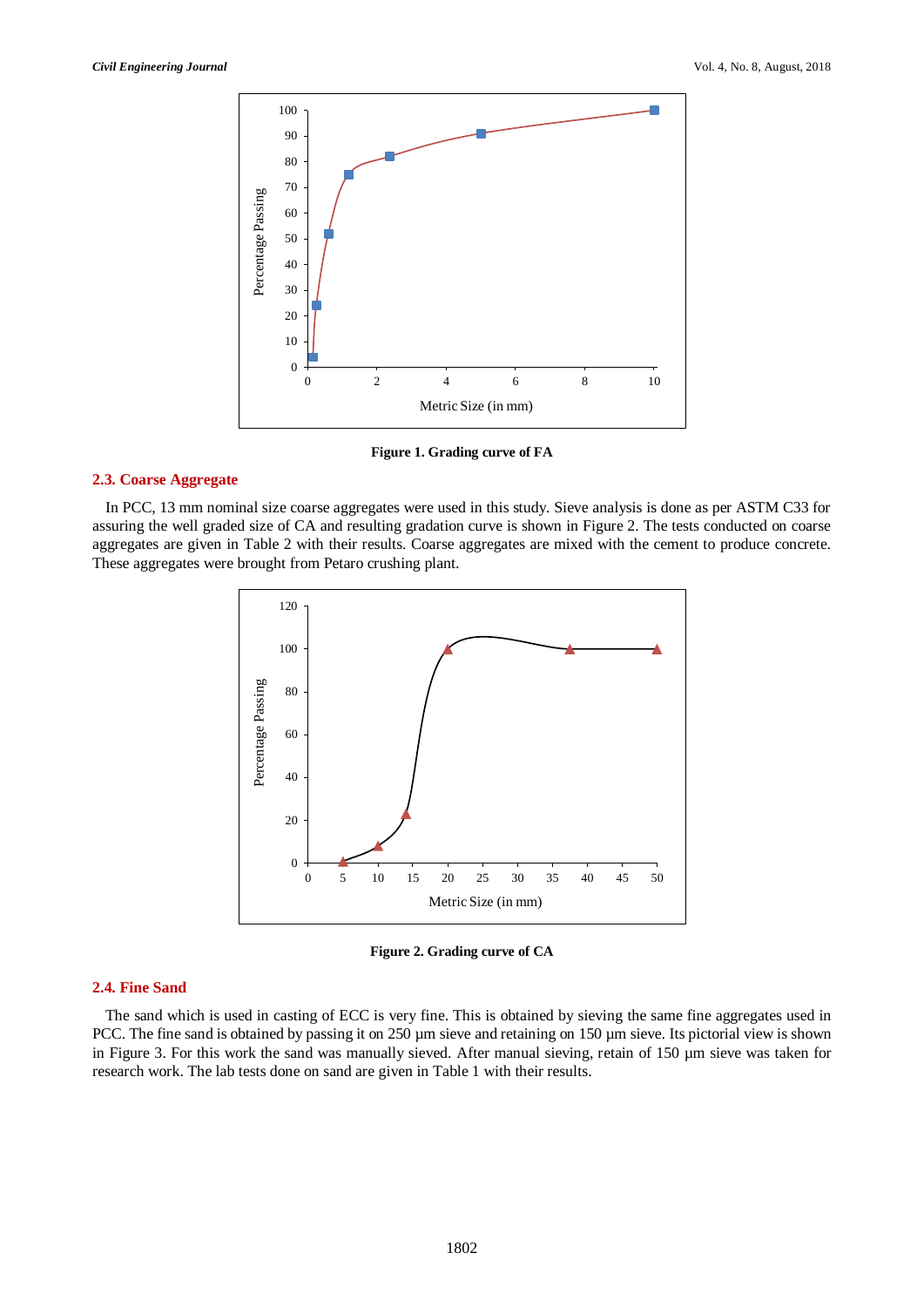100
90
80
70
60
50
40
30
20
10
0

Percentage Passing

0 2 4 6 8 10

Metric Size (in mm)

**Figure 1. Grading curve of FA**

## 2.3. Coarse Aggregate

In PCC, 13 mm nominal size coarse aggregates were used in this study. Sieve analysis is done as per ASTM C33 for assuring the well graded size of CA and resulting gradation curve is shown in Figure 2. The tests conducted on coarse aggregates are given in Table 2 with their results. Coarse aggregates are mixed with the cement to produce concrete. These aggregates were brought from Petaro crushing plant.

120
100
80
60
40
20
0

Percentage Passing

0 5 10 15 20 25 30 35 40 45 50

Metric Size (in mm)

**Figure 2. Grading curve of CA**

## 2.4. Fine Sand

The sand which is used in casting of ECC is very fine. This is obtained by sieving the same fine aggregates used in PCC. The fine sand is obtained by passing it on 250 μm sieve and retaining on 150 μm sieve. Its pictorial view is shown in Figure 3. For this work the sand was manually sieved. After manual sieving, retain of 150 μm sieve was taken for research work. The lab tests done on sand are given in Table 1 with their results.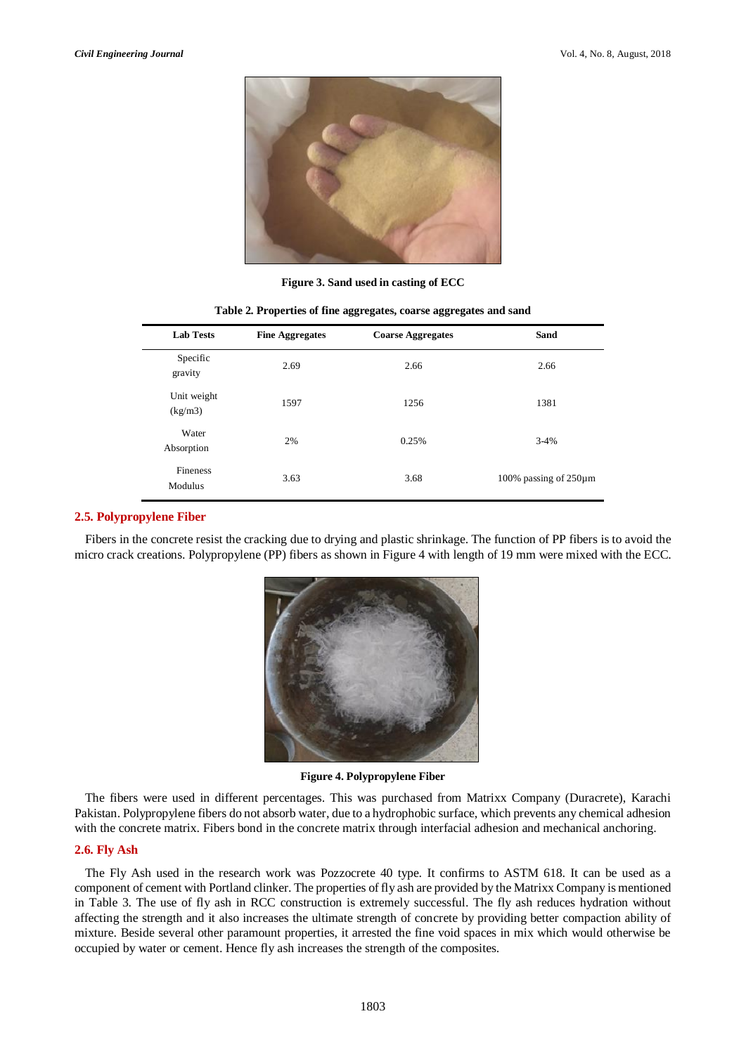Figure 3. Sand used in casting of ECC

Table 2. Properties of fine aggregates, coarse aggregates and sand

| Lab Tests | Fine Aggregates | Coarse Aggregates | Sand |
|---|---|---|---|
| Specific gravity | 2.69 | 2.66 | 2.66 |
| Unit weight (kg/m3) | 1597 | 1256 | 1381 |
| Water Absorption | 2% | 0.25% | 3-4% |
| Fineness Modulus | 3.63 | 3.68 | 100% passing of 250µm |

## 2.5. Polypropylene Fiber

Fibers in the concrete resist the cracking due to drying and plastic shrinkage. The function of PP fibers is to avoid the micro crack creations. Polypropylene (PP) fibers as shown in Figure 4 with length of 19 mm were mixed with the ECC.

Figure 4. Polypropylene Fiber

The fibers were used in different percentages. This was purchased from Matrixx Company (Duracrete), Karachi Pakistan. Polypropylene fibers do not absorb water, due to a hydrophobic surface, which prevents any chemical adhesion with the concrete matrix. Fibers bond in the concrete matrix through interfacial adhesion and mechanical anchoring.

## 2.6. Fly Ash

The Fly Ash used in the research work was Pozzocrete 40 type. It confirms to ASTM 618. It can be used as a component of cement with Portland clinker. The properties of fly ash are provided by the Matrixx Company is mentioned in Table 3. The use of fly ash in RCC construction is extremely successful. The fly ash reduces hydration without affecting the strength and it also increases the ultimate strength of concrete by providing better compaction ability of mixture. Beside several other paramount properties, it arrested the fine void spaces in mix which would otherwise be occupied by water or cement. Hence fly ash increases the strength of the composites.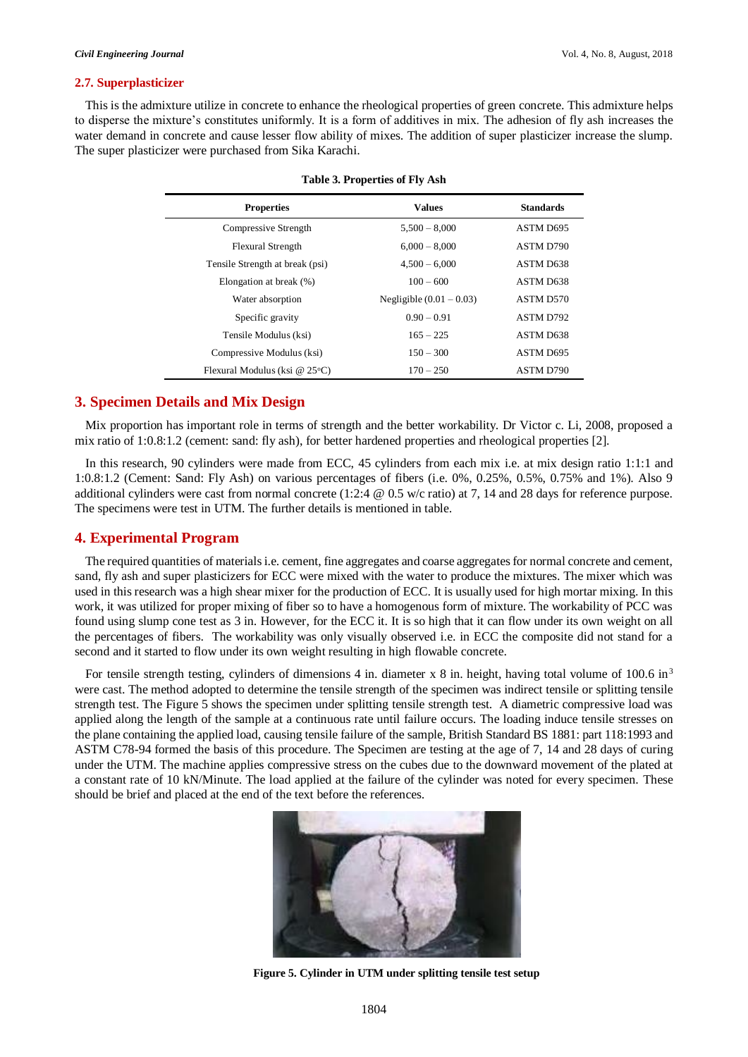### 2.7. Superplasticizer

This is the admixture utilize in concrete to enhance the rheological properties of green concrete. This admixture helps to disperse the mixture's constitutes uniformly. It is a form of additives in mix. The adhesion of fly ash increases the water demand in concrete and cause lesser flow ability of mixes. The addition of super plasticizer increase the slump. The super plasticizer were purchased from Sika Karachi.

**Table 3. Properties of Fly Ash**

| Properties | Values | Standards |
|---|---|---|
| Compressive Strength | 5,500 – 8,000 | ASTM D695 |
| Flexural Strength | 6,000 – 8,000 | ASTM D790 |
| Tensile Strength at break (psi) | 4,500 – 6,000 | ASTM D638 |
| Elongation at break (%) | 100 – 600 | ASTM D638 |
| Water absorption | Negligible (0.01 – 0.03) | ASTM D570 |
| Specific gravity | 0.90 – 0.91 | ASTM D792 |
| Tensile Modulus (ksi) | 165 – 225 | ASTM D638 |
| Compressive Modulus (ksi) | 150 – 300 | ASTM D695 |
| Flexural Modulus (ksi @ 25°C) | 170 – 250 | ASTM D790 |

## 3. Specimen Details and Mix Design

Mix proportion has important role in terms of strength and the better workability. Dr Victor c. Li, 2008, proposed a mix ratio of 1:0.8:1.2 (cement: sand: fly ash), for better hardened properties and rheological properties [2].

In this research, 90 cylinders were made from ECC, 45 cylinders from each mix i.e. at mix design ratio 1:1:1 and 1:0.8:1.2 (Cement: Sand: Fly Ash) on various percentages of fibers (i.e. 0%, 0.25%, 0.5%, 0.75% and 1%). Also 9 additional cylinders were cast from normal concrete (1:2:4 @ 0.5 w/c ratio) at 7, 14 and 28 days for reference purpose. The specimens were test in UTM. The further details is mentioned in table.

## 4. Experimental Program

The required quantities of materials i.e. cement, fine aggregates and coarse aggregates for normal concrete and cement, sand, fly ash and super plasticizers for ECC were mixed with the water to produce the mixtures. The mixer which was used in this research was a high shear mixer for the production of ECC. It is usually used for high mortar mixing. In this work, it was utilized for proper mixing of fiber so to have a homogenous form of mixture. The workability of PCC was found using slump cone test as 3 in. However, for the ECC it. It is so high that it can flow under its own weight on all the percentages of fibers. The workability was only visually observed i.e. in ECC the composite did not stand for a second and it started to flow under its own weight resulting in high flowable concrete.

For tensile strength testing, cylinders of dimensions 4 in. diameter x 8 in. height, having total volume of 100.6 $in^3$ were cast. The method adopted to determine the tensile strength of the specimen was indirect tensile or splitting tensile strength test. The Figure 5 shows the specimen under splitting tensile strength test. A diametric compressive load was applied along the length of the sample at a continuous rate until failure occurs. The loading induce tensile stresses on the plane containing the applied load, causing tensile failure of the sample, British Standard BS 1881: part 118:1993 and ASTM C78-94 formed the basis of this procedure. The Specimen are testing at the age of 7, 14 and 28 days of curing under the UTM. The machine applies compressive stress on the cubes due to the downward movement of the plated at a constant rate of 10 kN/Minute. The load applied at the failure of the cylinder was noted for every specimen. These should be brief and placed at the end of the text before the references.

**Figure 5. Cylinder in UTM under splitting tensile test setup**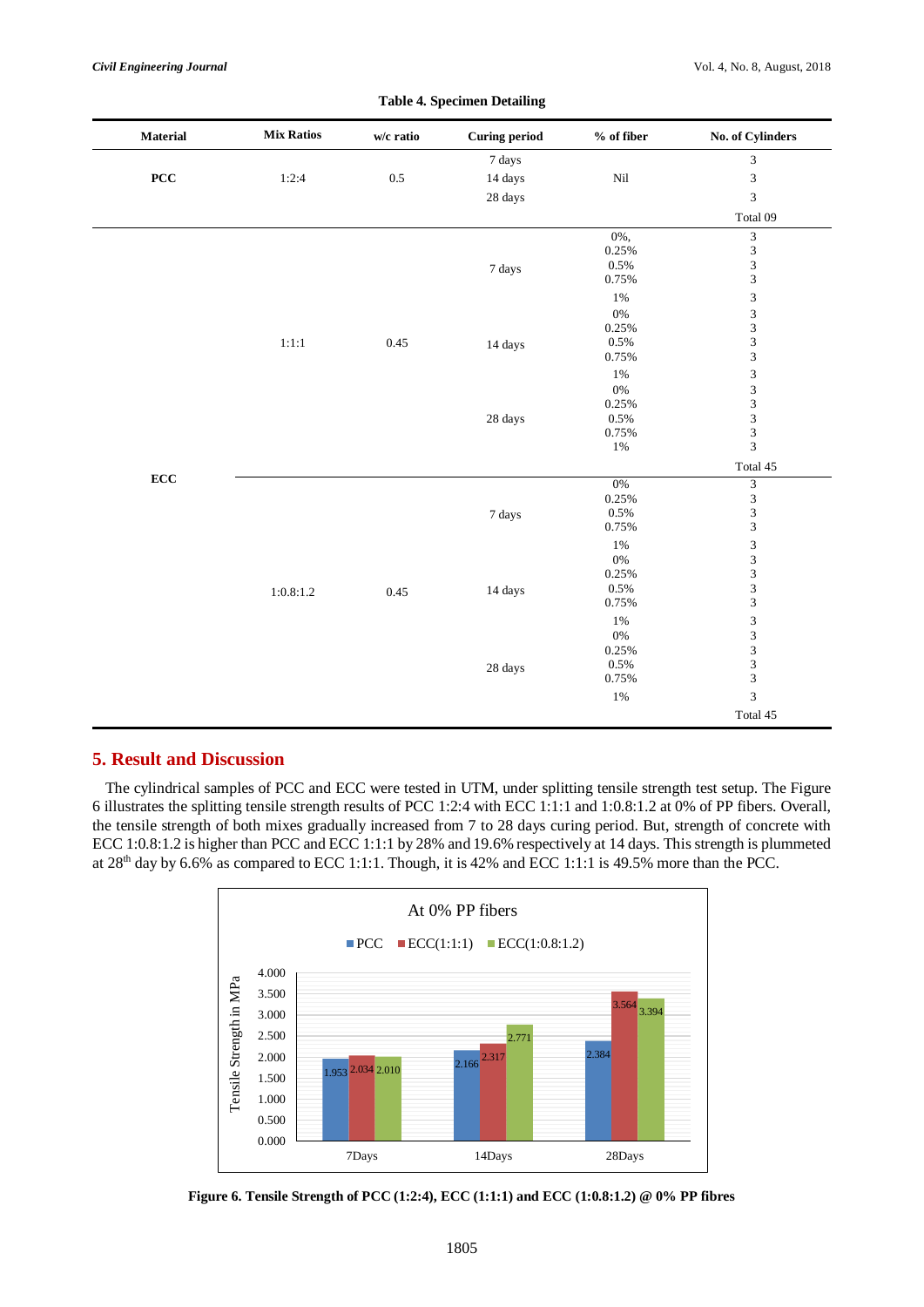**Table 4. Specimen Detailing**

| Material | Mix Ratios | w/c ratio | Curing period | % of fiber | No. of Cylinders |
|---|---|---|---|---|---|
| PCC | 1:2:4 | 0.5 | 7 days | Nil | 3 |
| | | | 14 days | | 3 |
| | | | 28 days | | 3 |
| | | | | | Total 09 |
| ECC | 1:1:1 | 0.45 | 7 days | 0%, | 3 |
| | | | | 0.25% | 3 |
| | | | | 0.5% | 3 |
| | | | | 0.75% | 3 |
| | | | | 1% | 3 |
| | | | 14 days | 0% | 3 |
| | | | | 0.25% | 3 |
| | | | | 0.5% | 3 |
| | | | | 0.75% | 3 |
| | | | | 1% | 3 |
| | | | 28 days | 0% | 3 |
| | | | | 0.25% | 3 |
| | | | | 0.5% | 3 |
| | | | | 0.75% | 3 |
| | | | | 1% | 3 |
| | | | | | Total 45 |
| | 1:0.8:1.2 | 0.45 | 7 days | 0% | 3 |
| | | | | 0.25% | 3 |
| | | | | 0.5% | 3 |
| | | | | 0.75% | 3 |
| | | | | 1% | 3 |
| | | | 14 days | 0% | 3 |
| | | | | 0.25% | 3 |
| | | | | 0.5% | 3 |
| | | | | 0.75% | 3 |
| | | | | 1% | 3 |
| | | | 28 days | 0% | 3 |
| | | | | 0.25% | 3 |
| | | | | 0.5% | 3 |
| | | | | 0.75% | 3 |
| | | | | 1% | 3 |
| | | | | | Total 45 |

## 5. Result and Discussion

The cylindrical samples of PCC and ECC were tested in UTM, under splitting tensile strength test setup. The Figure 6 illustrates the splitting tensile strength results of PCC 1:2:4 with ECC 1:1:1 and 1:0.8:1.2 at 0% of PP fibers. Overall, the tensile strength of both mixes gradually increased from 7 to 28 days curing period. But, strength of concrete with ECC 1:0.8:1.2 is higher than PCC and ECC 1:1:1 by 28% and 19.6% respectively at 14 days. This strength is plummeted at 28[th] day by 6.6% as compared to ECC 1:1:1. Though, it is 42% and ECC 1:1:1 is 49.5% more than the PCC.

At 0% PP fibers

PCC ECC(1:1:1) ECC(1:0.8:1.2)

Tensile Strength in MPa

4.000
3.500
3.000
2.500
2.000
1.500
1.000
0.500
0.000

7Days: 1.953 2.034 2.010
14Days: 2.166 2.317 2.771
28Days: 2.384 3.564 3.394

**Figure 6. Tensile Strength of PCC (1:2:4), ECC (1:1:1) and ECC (1:0.8:1.2) @ 0% PP fibres**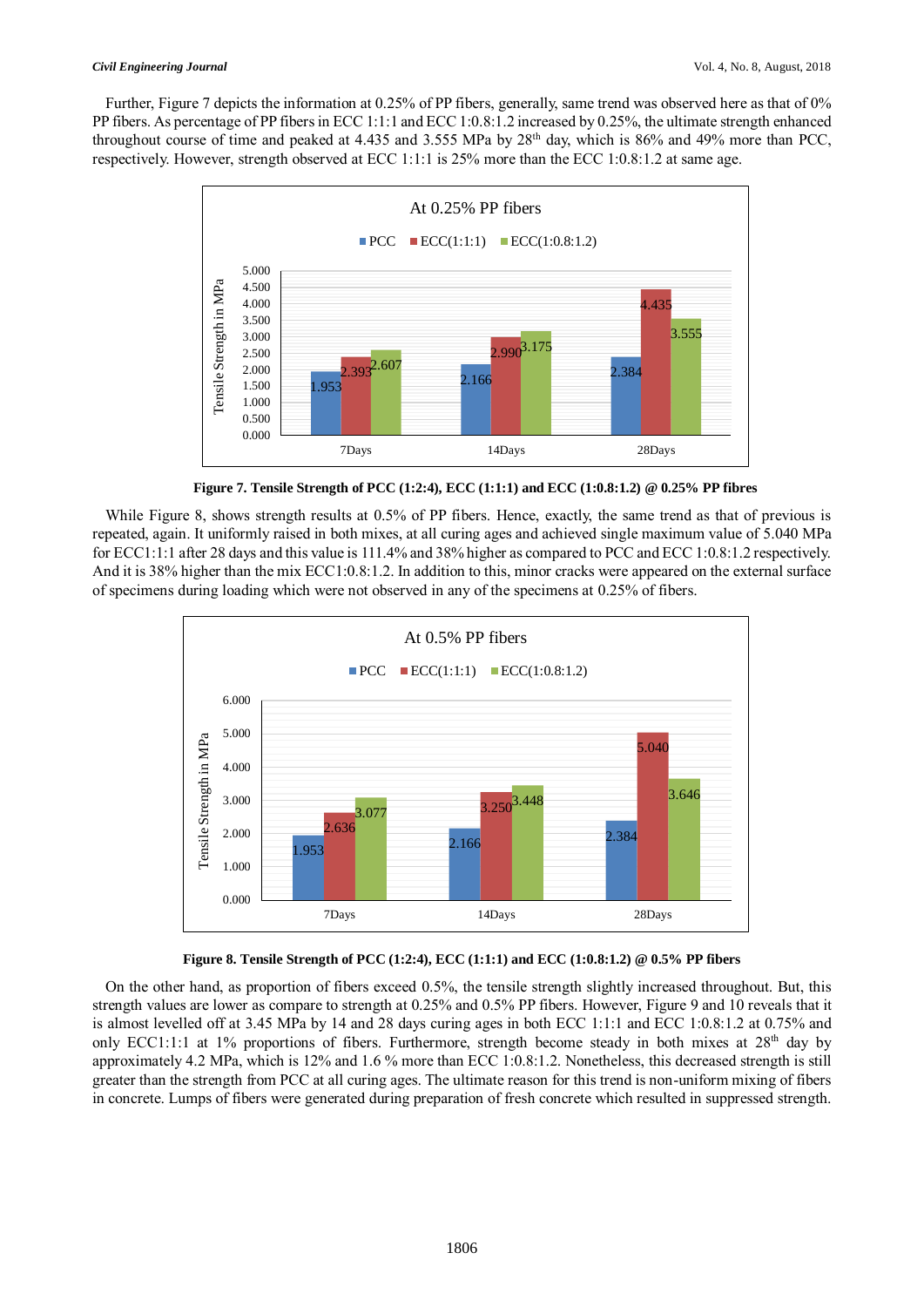Further, Figure 7 depicts the information at 0.25% of PP fibers, generally, same trend was observed here as that of 0% PP fibers. As percentage of PP fibers in ECC 1:1:1 and ECC 1:0.8:1.2 increased by 0.25%, the ultimate strength enhanced throughout course of time and peaked at 4.435 and 3.555 MPa by 28th day, which is 86% and 49% more than PCC, respectively. However, strength observed at ECC 1:1:1 is 25% more than the ECC 1:0.8:1.2 at same age.

At 0.25% PP fibers

PCC ECC(1:1:1) ECC(1:0.8:1.2)

Tensile Strength in MPa

5.000
4.500
4.000
3.500
3.000
2.500
2.000
1.500
1.000
0.500
0.000

1.953 2.393 2.607
2.166 2.990 3.175
2.384 4.435 3.555

7Days 14Days 28Days

**Figure 7. Tensile Strength of PCC (1:2:4), ECC (1:1:1) and ECC (1:0.8:1.2) @ 0.25% PP fibres**

While Figure 8, shows strength results at 0.5% of PP fibers. Hence, exactly, the same trend as that of previous is repeated, again. It uniformly raised in both mixes, at all curing ages and achieved single maximum value of 5.040 MPa for ECC1:1:1 after 28 days and this value is 111.4% and 38% higher as compared to PCC and ECC 1:0.8:1.2 respectively. And it is 38% higher than the mix ECC1:0.8:1.2. In addition to this, minor cracks were appeared on the external surface of specimens during loading which were not observed in any of the specimens at 0.25% of fibers.

At 0.5% PP fibers

PCC ECC(1:1:1) ECC(1:0.8:1.2)

Tensile Strength in MPa

6.000
5.000
4.000
3.000
2.000
1.000
0.000

1.953 2.636 3.077
2.166 3.250 3.448
2.384 5.040 3.646

7Days 14Days 28Days

**Figure 8. Tensile Strength of PCC (1:2:4), ECC (1:1:1) and ECC (1:0.8:1.2) @ 0.5% PP fibers**

On the other hand, as proportion of fibers exceed 0.5%, the tensile strength slightly increased throughout. But, this strength values are lower as compare to strength at 0.25% and 0.5% PP fibers. However, Figure 9 and 10 reveals that it is almost levelled off at 3.45 MPa by 14 and 28 days curing ages in both ECC 1:1:1 and ECC 1:0.8:1.2 at 0.75% and only ECC1:1:1 at 1% proportions of fibers. Furthermore, strength become steady in both mixes at 28th day by approximately 4.2 MPa, which is 12% and 1.6 % more than ECC 1:0.8:1.2. Nonetheless, this decreased strength is still greater than the strength from PCC at all curing ages. The ultimate reason for this trend is non-uniform mixing of fibers in concrete. Lumps of fibers were generated during preparation of fresh concrete which resulted in suppressed strength.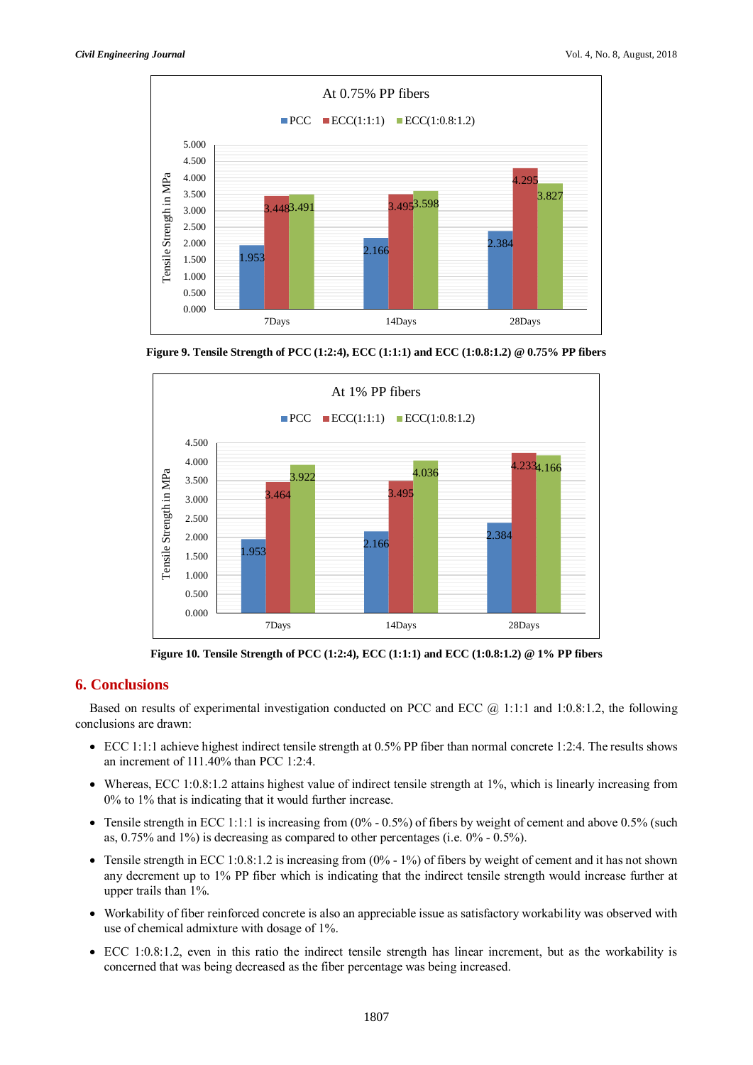At 0.75% PP fibers

PCC ECC(1:1:1) ECC(1:0.8:1.2)

Tensile Strength in MPa

5.000
4.500
4.000
3.500
3.000
2.500
2.000
1.500
1.000
0.500
0.000

1.953 3.448 3.491
2.166 3.495 3.598
2.384 4.295 3.827

7Days 14Days 28Days

**Figure 9. Tensile Strength of PCC (1:2:4), ECC (1:1:1) and ECC (1:0.8:1.2) @ 0.75% PP fibers**

At 1% PP fibers

PCC ECC(1:1:1) ECC(1:0.8:1.2)

Tensile Strength in MPa

4.500
4.000
3.500
3.000
2.500
2.000
1.500
1.000
0.500
0.000

1.953 3.464 3.922
2.166 3.495 4.036
2.384 4.233 4.166

7Days 14Days 28Days

**Figure 10. Tensile Strength of PCC (1:2:4), ECC (1:1:1) and ECC (1:0.8:1.2) @ 1% PP fibers**

## 6. Conclusions

Based on results of experimental investigation conducted on PCC and ECC @ 1:1:1 and 1:0.8:1.2, the following conclusions are drawn:

- ECC 1:1:1 achieve highest indirect tensile strength at 0.5% PP fiber than normal concrete 1:2:4. The results shows an increment of 111.40% than PCC 1:2:4.
- Whereas, ECC 1:0.8:1.2 attains highest value of indirect tensile strength at 1%, which is linearly increasing from 0% to 1% that is indicating that it would further increase.
- Tensile strength in ECC 1:1:1 is increasing from (0% - 0.5%) of fibers by weight of cement and above 0.5% (such as, 0.75% and 1%) is decreasing as compared to other percentages (i.e. 0% - 0.5%).
- Tensile strength in ECC 1:0.8:1.2 is increasing from (0% - 1%) of fibers by weight of cement and it has not shown any decrement up to 1% PP fiber which is indicating that the indirect tensile strength would increase further at upper trails than 1%.
- Workability of fiber reinforced concrete is also an appreciable issue as satisfactory workability was observed with use of chemical admixture with dosage of 1%.
- ECC 1:0.8:1.2, even in this ratio the indirect tensile strength has linear increment, but as the workability is concerned that was being decreased as the fiber percentage was being increased.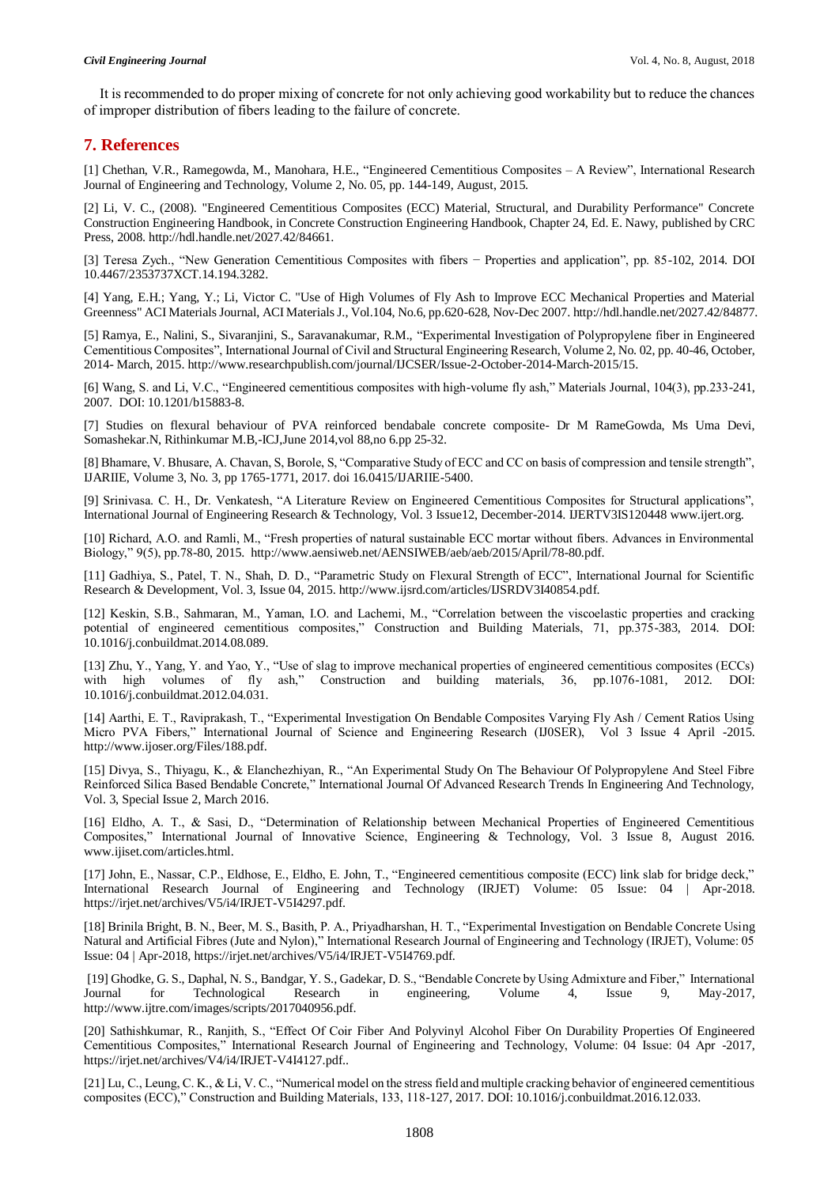It is recommended to do proper mixing of concrete for not only achieving good workability but to reduce the chances of improper distribution of fibers leading to the failure of concrete.

## 7. References

[1] Chethan, V.R., Ramegowda, M., Manohara, H.E., "Engineered Cementitious Composites – A Review", International Research Journal of Engineering and Technology, Volume 2, No. 05, pp. 144-149, August, 2015.

[2] Li, V. C., (2008). "Engineered Cementitious Composites (ECC) Material, Structural, and Durability Performance" Concrete Construction Engineering Handbook, in Concrete Construction Engineering Handbook, Chapter 24, Ed. E. Nawy, published by CRC Press, 2008. http://hdl.handle.net/2027.42/84661.

[3] Teresa Zych., "New Generation Cementitious Composites with fibers − Properties and application", pp. 85-102, 2014. DOI 10.4467/2353737XCT.14.194.3282.

[4] Yang, E.H.; Yang, Y.; Li, Victor C. "Use of High Volumes of Fly Ash to Improve ECC Mechanical Properties and Material Greenness" ACI Materials Journal, ACI Materials J., Vol.104, No.6, pp.620-628, Nov-Dec 2007. http://hdl.handle.net/2027.42/84877.

[5] Ramya, E., Nalini, S., Sivaranjini, S., Saravanakumar, R.M., "Experimental Investigation of Polypropylene fiber in Engineered Cementitious Composites", International Journal of Civil and Structural Engineering Research, Volume 2, No. 02, pp. 40-46, October, 2014- March, 2015. http://www.researchpublish.com/journal/IJCSER/Issue-2-October-2014-March-2015/15.

[6] Wang, S. and Li, V.C., "Engineered cementitious composites with high-volume fly ash," Materials Journal, 104(3), pp.233-241, 2007. DOI: 10.1201/b15883-8.

[7] Studies on flexural behaviour of PVA reinforced bendabale concrete composite- Dr M RameGowda, Ms Uma Devi, Somashekar.N, Rithinkumar M.B,-ICJ,June 2014,vol 88,no 6.pp 25-32.

[8] Bhamare, V. Bhusare, A. Chavan, S, Borole, S, "Comparative Study of ECC and CC on basis of compression and tensile strength", IJARIIE, Volume 3, No. 3, pp 1765-1771, 2017. doi 16.0415/IJARIIE-5400.

[9] Srinivasa. C. H., Dr. Venkatesh, "A Literature Review on Engineered Cementitious Composites for Structural applications", International Journal of Engineering Research & Technology, Vol. 3 Issue12, December-2014. IJERTV3IS120448 www.ijert.org.

[10] Richard, A.O. and Ramli, M., "Fresh properties of natural sustainable ECC mortar without fibers. Advances in Environmental Biology," 9(5), pp.78-80, 2015. http://www.aensiweb.net/AENSIWEB/aeb/aeb/2015/April/78-80.pdf.

[11] Gadhiya, S., Patel, T. N., Shah, D. D., "Parametric Study on Flexural Strength of ECC", International Journal for Scientific Research & Development, Vol. 3, Issue 04, 2015. http://www.ijsrd.com/articles/IJSRDV3I40854.pdf.

[12] Keskin, S.B., Sahmaran, M., Yaman, I.O. and Lachemi, M., "Correlation between the viscoelastic properties and cracking potential of engineered cementitious composites," Construction and Building Materials, 71, pp.375-383, 2014. DOI: 10.1016/j.conbuildmat.2014.08.089.

[13] Zhu, Y., Yang, Y. and Yao, Y., "Use of slag to improve mechanical properties of engineered cementitious composites (ECCs) with high volumes of fly ash," Construction and building materials, 36, pp.1076-1081, 2012. DOI: 10.1016/j.conbuildmat.2012.04.031.

[14] Aarthi, E. T., Raviprakash, T., "Experimental Investigation On Bendable Composites Varying Fly Ash / Cement Ratios Using Micro PVA Fibers," International Journal of Science and Engineering Research (IJ0SER), Vol 3 Issue 4 April -2015. http://www.ijoser.org/Files/188.pdf.

[15] Divya, S., Thiyagu, K., & Elanchezhiyan, R., "An Experimental Study On The Behaviour Of Polypropylene And Steel Fibre Reinforced Silica Based Bendable Concrete," International Journal Of Advanced Research Trends In Engineering And Technology, Vol. 3, Special Issue 2, March 2016.

[16] Eldho, A. T., & Sasi, D., "Determination of Relationship between Mechanical Properties of Engineered Cementitious Composites," International Journal of Innovative Science, Engineering & Technology, Vol. 3 Issue 8, August 2016. www.ijiset.com/articles.html.

[17] John, E., Nassar, C.P., Eldhose, E., Eldho, E. John, T., "Engineered cementitious composite (ECC) link slab for bridge deck," International Research Journal of Engineering and Technology (IRJET) Volume: 05 Issue: 04 | Apr-2018. https://irjet.net/archives/V5/i4/IRJET-V5I4297.pdf.

[18] Brinila Bright, B. N., Beer, M. S., Basith, P. A., Priyadharshan, H. T., "Experimental Investigation on Bendable Concrete Using Natural and Artificial Fibres (Jute and Nylon)," International Research Journal of Engineering and Technology (IRJET), Volume: 05 Issue: 04 | Apr-2018, https://irjet.net/archives/V5/i4/IRJET-V5I4769.pdf.

[19] Ghodke, G. S., Daphal, N. S., Bandgar, Y. S., Gadekar, D. S., "Bendable Concrete by Using Admixture and Fiber," International Journal for Technological Research in engineering, Volume 4, Issue 9, May-2017, http://www.ijtre.com/images/scripts/2017040956.pdf.

[20] Sathishkumar, R., Ranjith, S., "Effect Of Coir Fiber And Polyvinyl Alcohol Fiber On Durability Properties Of Engineered Cementitious Composites," International Research Journal of Engineering and Technology, Volume: 04 Issue: 04 Apr -2017, https://irjet.net/archives/V4/i4/IRJET-V4I4127.pdf..

[21] Lu, C., Leung, C. K., & Li, V. C., "Numerical model on the stress field and multiple cracking behavior of engineered cementitious composites (ECC)," Construction and Building Materials, 133, 118-127, 2017. DOI: 10.1016/j.conbuildmat.2016.12.033.